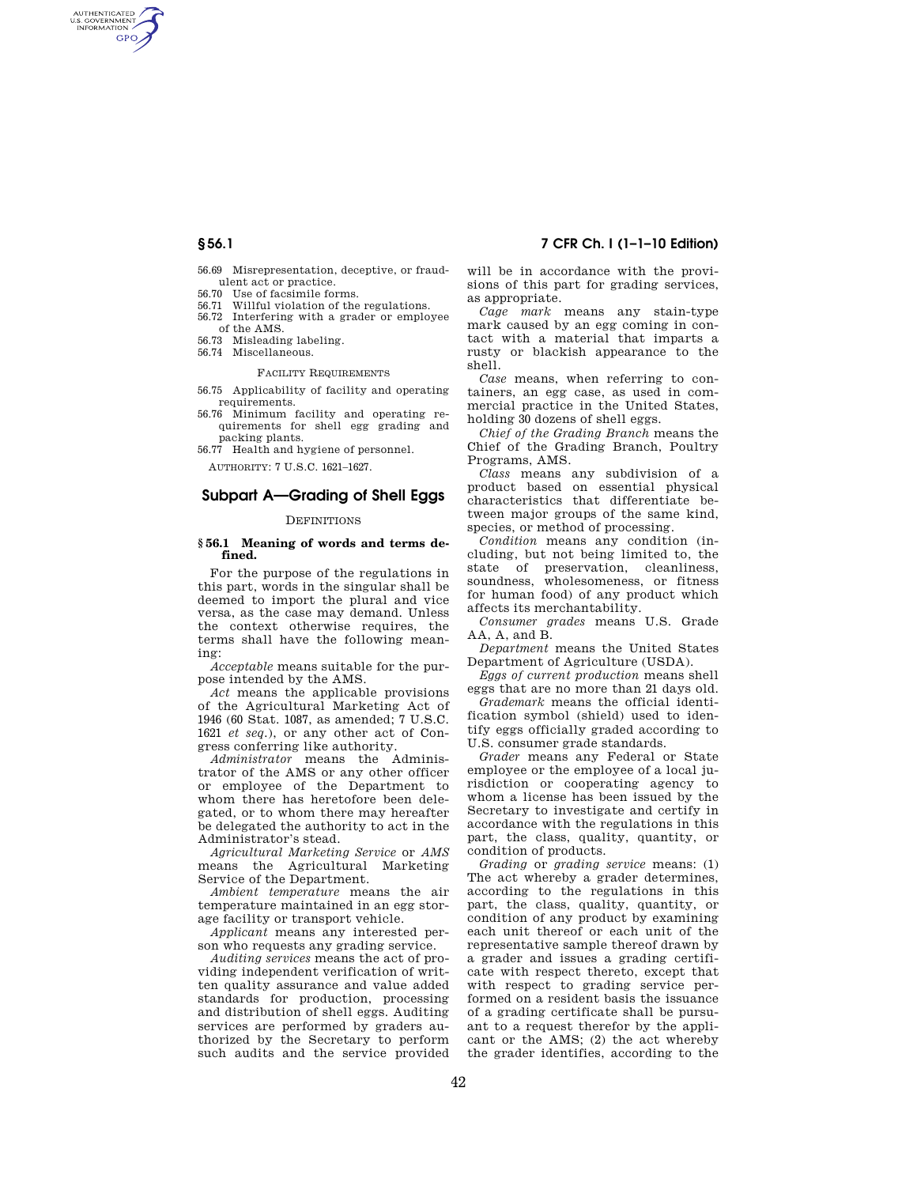56.69 Misrepresentation, deceptive, or fraudulent act or practice.
56.70 Use of facsimile forms.
56.71 Willful violation of the regulations.
56.72 Interfering with a grader or employee of the AMS.
56.73 Misleading labeling.
56.74 Miscellaneous.

FACILITY REQUIREMENTS

56.75 Applicability of facility and operating requirements.
56.76 Minimum facility and operating requirements for shell egg grading and packing plants.
56.77 Health and hygiene of personnel.

AUTHORITY: 7 U.S.C. 1621–1627.

## Subpart A—Grading of Shell Eggs

DEFINITIONS

### § 56.1 Meaning of words and terms defined.

For the purpose of the regulations in this part, words in the singular shall be deemed to import the plural and vice versa, as the case may demand. Unless the context otherwise requires, the terms shall have the following meaning:

*Acceptable* means suitable for the purpose intended by the AMS.

*Act* means the applicable provisions of the Agricultural Marketing Act of 1946 (60 Stat. 1087, as amended; 7 U.S.C. 1621 *et seq.*), or any other act of Congress conferring like authority.

*Administrator* means the Administrator of the AMS or any other officer or employee of the Department to whom there has heretofore been delegated, or to whom there may hereafter be delegated the authority to act in the Administrator's stead.

*Agricultural Marketing Service* or *AMS* means the Agricultural Marketing Service of the Department.

*Ambient temperature* means the air temperature maintained in an egg storage facility or transport vehicle.

*Applicant* means any interested person who requests any grading service.

*Auditing services* means the act of providing independent verification of written quality assurance and value added standards for production, processing and distribution of shell eggs. Auditing services are performed by graders authorized by the Secretary to perform such audits and the service provided will be in accordance with the provisions of this part for grading services, as appropriate.

*Cage mark* means any stain-type mark caused by an egg coming in contact with a material that imparts a rusty or blackish appearance to the shell.

*Case* means, when referring to containers, an egg case, as used in commercial practice in the United States, holding 30 dozens of shell eggs.

*Chief of the Grading Branch* means the Chief of the Grading Branch, Poultry Programs, AMS.

*Class* means any subdivision of a product based on essential physical characteristics that differentiate between major groups of the same kind, species, or method of processing.

*Condition* means any condition (including, but not being limited to, the state of preservation, cleanliness, soundness, wholesomeness, or fitness for human food) of any product which affects its merchantability.

*Consumer grades* means U.S. Grade AA, A, and B.

*Department* means the United States Department of Agriculture (USDA).

*Eggs of current production* means shell eggs that are no more than 21 days old.

*Grademark* means the official identification symbol (shield) used to identify eggs officially graded according to U.S. consumer grade standards.

*Grader* means any Federal or State employee or the employee of a local jurisdiction or cooperating agency to whom a license has been issued by the Secretary to investigate and certify in accordance with the regulations in this part, the class, quality, quantity, or condition of products.

*Grading* or *grading service* means: (1) The act whereby a grader determines, according to the regulations in this part, the class, quality, quantity, or condition of any product by examining each unit thereof or each unit of the representative sample thereof drawn by a grader and issues a grading certificate with respect thereto, except that with respect to grading service performed on a resident basis the issuance of a grading certificate shall be pursuant to a request therefor by the applicant or the AMS; (2) the act whereby the grader identifies, according to the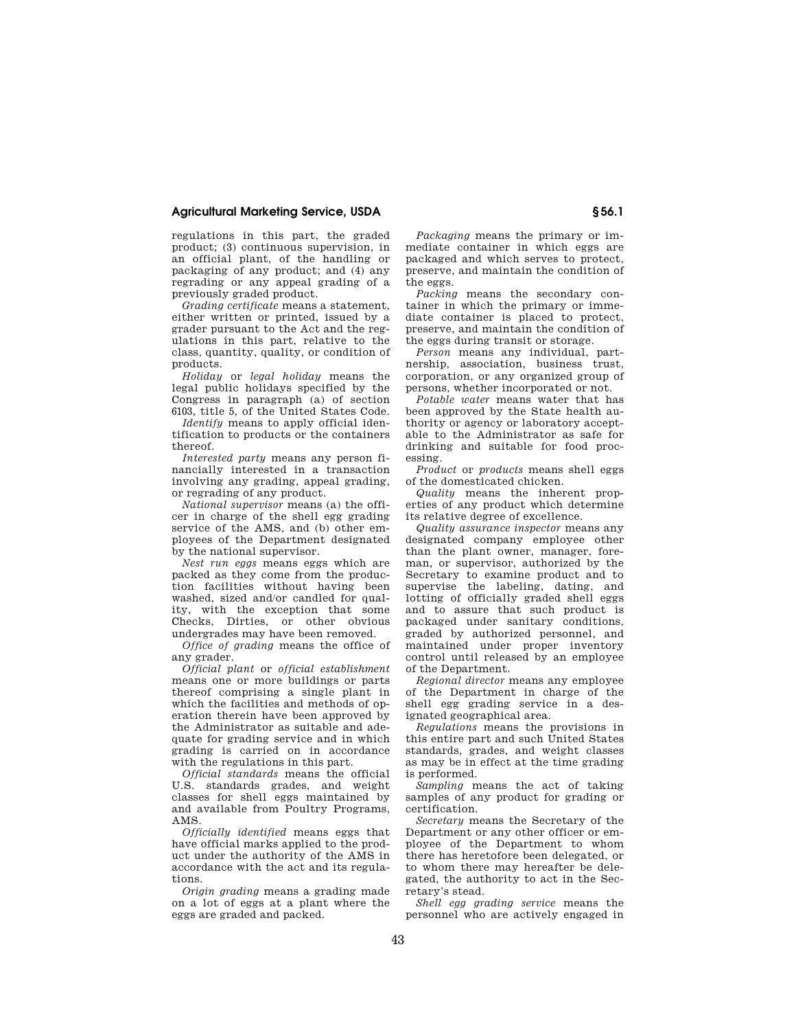regulations in this part, the graded product; (3) continuous supervision, in an official plant, of the handling or packaging of any product; and (4) any regrading or any appeal grading of a previously graded product.

*Grading certificate* means a statement, either written or printed, issued by a grader pursuant to the Act and the regulations in this part, relative to the class, quantity, quality, or condition of products.

*Holiday* or *legal holiday* means the legal public holidays specified by the Congress in paragraph (a) of section 6103, title 5, of the United States Code.

*Identify* means to apply official identification to products or the containers thereof.

*Interested party* means any person financially interested in a transaction involving any grading, appeal grading, or regrading of any product.

*National supervisor* means (a) the officer in charge of the shell egg grading service of the AMS, and (b) other employees of the Department designated by the national supervisor.

*Nest run eggs* means eggs which are packed as they come from the production facilities without having been washed, sized and/or candled for quality, with the exception that some Checks, Dirties, or other obvious undergrades may have been removed.

*Office of grading* means the office of any grader.

*Official plant* or *official establishment* means one or more buildings or parts thereof comprising a single plant in which the facilities and methods of operation therein have been approved by the Administrator as suitable and adequate for grading service and in which grading is carried on in accordance with the regulations in this part.

*Official standards* means the official U.S. standards grades, and weight classes for shell eggs maintained by and available from Poultry Programs, AMS.

*Officially identified* means eggs that have official marks applied to the product under the authority of the AMS in accordance with the act and its regulations.

*Origin grading* means a grading made on a lot of eggs at a plant where the eggs are graded and packed.

*Packaging* means the primary or immediate container in which eggs are packaged and which serves to protect, preserve, and maintain the condition of the eggs.

*Packing* means the secondary container in which the primary or immediate container is placed to protect, preserve, and maintain the condition of the eggs during transit or storage.

*Person* means any individual, partnership, association, business trust, corporation, or any organized group of persons, whether incorporated or not.

*Potable water* means water that has been approved by the State health authority or agency or laboratory acceptable to the Administrator as safe for drinking and suitable for food processing.

*Product* or *products* means shell eggs of the domesticated chicken.

*Quality* means the inherent properties of any product which determine its relative degree of excellence.

*Quality assurance inspector* means any designated company employee other than the plant owner, manager, foreman, or supervisor, authorized by the Secretary to examine product and to supervise the labeling, dating, and lotting of officially graded shell eggs and to assure that such product is packaged under sanitary conditions, graded by authorized personnel, and maintained under proper inventory control until released by an employee of the Department.

*Regional director* means any employee of the Department in charge of the shell egg grading service in a designated geographical area.

*Regulations* means the provisions in this entire part and such United States standards, grades, and weight classes as may be in effect at the time grading is performed.

*Sampling* means the act of taking samples of any product for grading or certification.

*Secretary* means the Secretary of the Department or any other officer or employee of the Department to whom there has heretofore been delegated, or to whom there may hereafter be delegated, the authority to act in the Secretary's stead.

*Shell egg grading service* means the personnel who are actively engaged in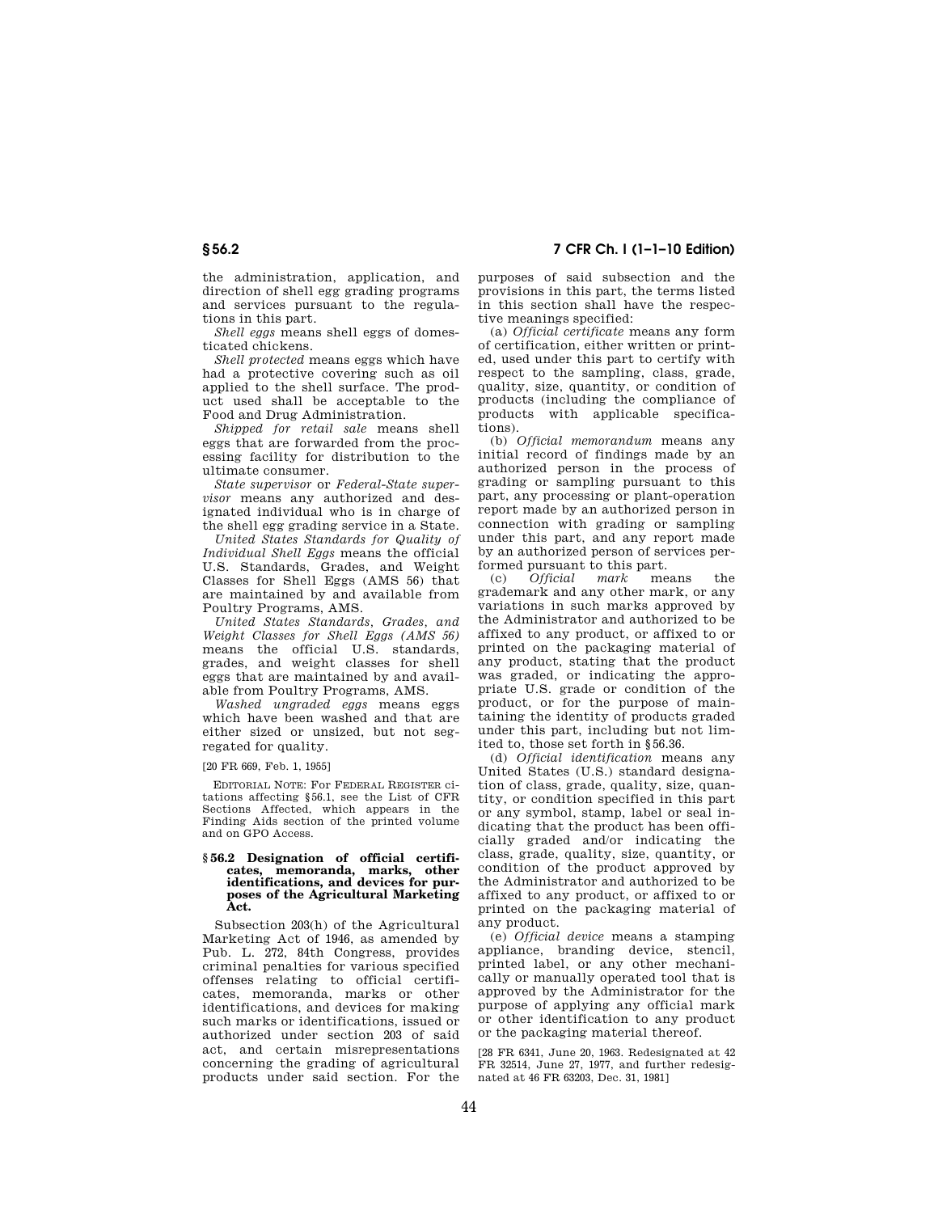the administration, application, and direction of shell egg grading programs and services pursuant to the regulations in this part.

*Shell eggs* means shell eggs of domesticated chickens.

*Shell protected* means eggs which have had a protective covering such as oil applied to the shell surface. The product used shall be acceptable to the Food and Drug Administration.

*Shipped for retail sale* means shell eggs that are forwarded from the processing facility for distribution to the ultimate consumer.

*State supervisor* or *Federal-State supervisor* means any authorized and designated individual who is in charge of the shell egg grading service in a State.

*United States Standards for Quality of Individual Shell Eggs* means the official U.S. Standards, Grades, and Weight Classes for Shell Eggs (AMS 56) that are maintained by and available from Poultry Programs, AMS.

*United States Standards, Grades, and Weight Classes for Shell Eggs (AMS 56)* means the official U.S. standards, grades, and weight classes for shell eggs that are maintained by and available from Poultry Programs, AMS.

*Washed ungraded eggs* means eggs which have been washed and that are either sized or unsized, but not segregated for quality.

[20 FR 669, Feb. 1, 1955]

EDITORIAL NOTE: For FEDERAL REGISTER citations affecting §56.1, see the List of CFR Sections Affected, which appears in the Finding Aids section of the printed volume and on GPO Access.

### §56.2 Designation of official certificates, memoranda, marks, other identifications, and devices for purposes of the Agricultural Marketing Act.

Subsection 203(h) of the Agricultural Marketing Act of 1946, as amended by Pub. L. 272, 84th Congress, provides criminal penalties for various specified offenses relating to official certificates, memoranda, marks or other identifications, and devices for making such marks or identifications, issued or authorized under section 203 of said act, and certain misrepresentations concerning the grading of agricultural products under said section. For the purposes of said subsection and the provisions in this part, the terms listed in this section shall have the respective meanings specified:

(a) *Official certificate* means any form of certification, either written or printed, used under this part to certify with respect to the sampling, class, grade, quality, size, quantity, or condition of products (including the compliance of products with applicable specifications).

(b) *Official memorandum* means any initial record of findings made by an authorized person in the process of grading or sampling pursuant to this part, any processing or plant-operation report made by an authorized person in connection with grading or sampling under this part, and any report made by an authorized person of services performed pursuant to this part.

(c) *Official mark* means the grademark and any other mark, or any variations in such marks approved by the Administrator and authorized to be affixed to any product, or affixed to or printed on the packaging material of any product, stating that the product was graded, or indicating the appropriate U.S. grade or condition of the product, or for the purpose of maintaining the identity of products graded under this part, including but not limited to, those set forth in §56.36.

(d) *Official identification* means any United States (U.S.) standard designation of class, grade, quality, size, quantity, or condition specified in this part or any symbol, stamp, label or seal indicating that the product has been officially graded and/or indicating the class, grade, quality, size, quantity, or condition of the product approved by the Administrator and authorized to be affixed to any product, or affixed to or printed on the packaging material of any product.

(e) *Official device* means a stamping appliance, branding device, stencil, printed label, or any other mechanically or manually operated tool that is approved by the Administrator for the purpose of applying any official mark or other identification to any product or the packaging material thereof.

[28 FR 6341, June 20, 1963. Redesignated at 42 FR 32514, June 27, 1977, and further redesignated at 46 FR 63203, Dec. 31, 1981]